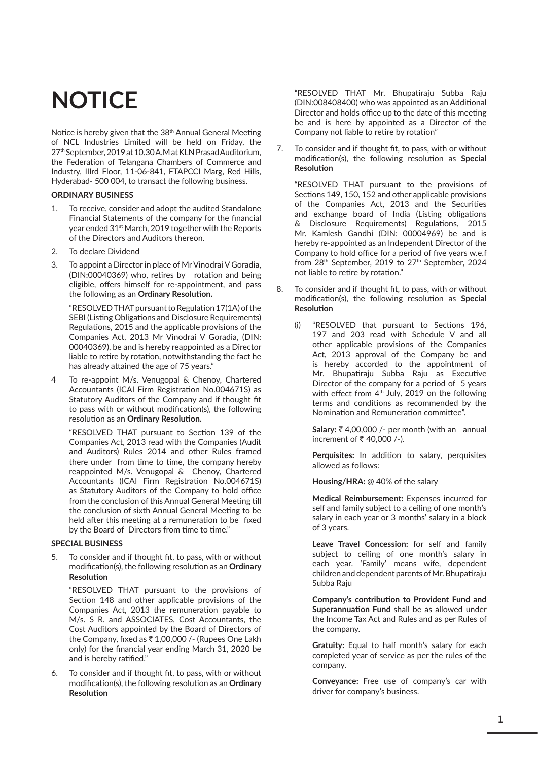# NOTICE

Notice is hereby given that the 38th Annual General Meeting of NCL Industries Limited will be held on Friday, the 27th September, 2019 at 10.30 A.M at KLN Prasad Auditorium, the Federation of Telangana Chambers of Commerce and Industry, IIIrd Floor, 11-06-841, FTAPCCI Marg, Red Hills, Hyderabad- 500 004, to transact the following business.

**ORDINARY BUSINESS**

1. To receive, consider and adopt the audited Standalone Financial Statements of the company for the financial year ended 31st March, 2019 together with the Reports of the Directors and Auditors thereon.

2. To declare Dividend

3. To appoint a Director in place of Mr Vinodrai V Goradia, (DIN:00040369) who, retires by rotation and being eligible, offers himself for re-appointment, and pass the following as an **Ordinary Resolution.**

   "RESOLVED THAT pursuant to Regulation 17(1A) of the SEBI (Listing Obligations and Disclosure Requirements) Regulations, 2015 and the applicable provisions of the Companies Act, 2013 Mr Vinodrai V Goradia, (DIN: 00040369), be and is hereby reappointed as a Director liable to retire by rotation, notwithstanding the fact he has already attained the age of 75 years."

4. To re-appoint M/s. Venugopal & Chenoy, Chartered Accountants (ICAI Firm Registration No.004671S) as Statutory Auditors of the Company and if thought fit to pass with or without modification(s), the following resolution as an **Ordinary Resolution.**

   "RESOLVED THAT pursuant to Section 139 of the Companies Act, 2013 read with the Companies (Audit and Auditors) Rules 2014 and other Rules framed there under from time to time, the company hereby reappointed M/s. Venugopal & Chenoy, Chartered Accountants (ICAI Firm Registration No.004671S) as Statutory Auditors of the Company to hold office from the conclusion of this Annual General Meeting till the conclusion of sixth Annual General Meeting to be held after this meeting at a remuneration to be fixed by the Board of Directors from time to time."

**SPECIAL BUSINESS**

5. To consider and if thought fit, to pass, with or without modification(s), the following resolution as an **Ordinary Resolution**

   "RESOLVED THAT pursuant to the provisions of Section 148 and other applicable provisions of the Companies Act, 2013 the remuneration payable to M/s. S R. and ASSOCIATES, Cost Accountants, the Cost Auditors appointed by the Board of Directors of the Company, fixed as ₹ 1,00,000 /- (Rupees One Lakh only) for the financial year ending March 31, 2020 be and is hereby ratified."

6. To consider and if thought fit, to pass, with or without modification(s), the following resolution as an **Ordinary Resolution**

   "RESOLVED THAT Mr. Bhupatiraju Subba Raju (DIN:008408400) who was appointed as an Additional Director and holds office up to the date of this meeting be and is here by appointed as a Director of the Company not liable to retire by rotation"

7. To consider and if thought fit, to pass, with or without modification(s), the following resolution as **Special Resolution**

   "RESOLVED THAT pursuant to the provisions of Sections 149, 150, 152 and other applicable provisions of the Companies Act, 2013 and the Securities and exchange board of India (Listing obligations & Disclosure Requirements) Regulations, 2015 Mr. Kamlesh Gandhi (DIN: 00004969) be and is hereby re-appointed as an Independent Director of the Company to hold office for a period of five years w.e.f from 28th September, 2019 to 27th September, 2024 not liable to retire by rotation."

8. To consider and if thought fit, to pass, with or without modification(s), the following resolution as **Special Resolution**

   (i) "RESOLVED that pursuant to Sections 196, 197 and 203 read with Schedule V and all other applicable provisions of the Companies Act, 2013 approval of the Company be and is hereby accorded to the appointment of Mr. Bhupatiraju Subba Raju as Executive Director of the company for a period of 5 years with effect from 4th July, 2019 on the following terms and conditions as recommended by the Nomination and Remuneration committee".

   **Salary:** ₹ 4,00,000 /- per month (with an annual increment of ₹ 40,000 /-).

   **Perquisites:** In addition to salary, perquisites allowed as follows:

   **Housing/HRA:** @ 40% of the salary

   **Medical Reimbursement:** Expenses incurred for self and family subject to a ceiling of one month's salary in each year or 3 months' salary in a block of 3 years.

   **Leave Travel Concession:** for self and family subject to ceiling of one month's salary in each year. 'Family' means wife, dependent children and dependent parents of Mr. Bhupatiraju Subba Raju

   **Company's contribution to Provident Fund and Superannuation Fund** shall be as allowed under the Income Tax Act and Rules and as per Rules of the company.

   **Gratuity:** Equal to half month's salary for each completed year of service as per the rules of the company.

   **Conveyance:** Free use of company's car with driver for company's business.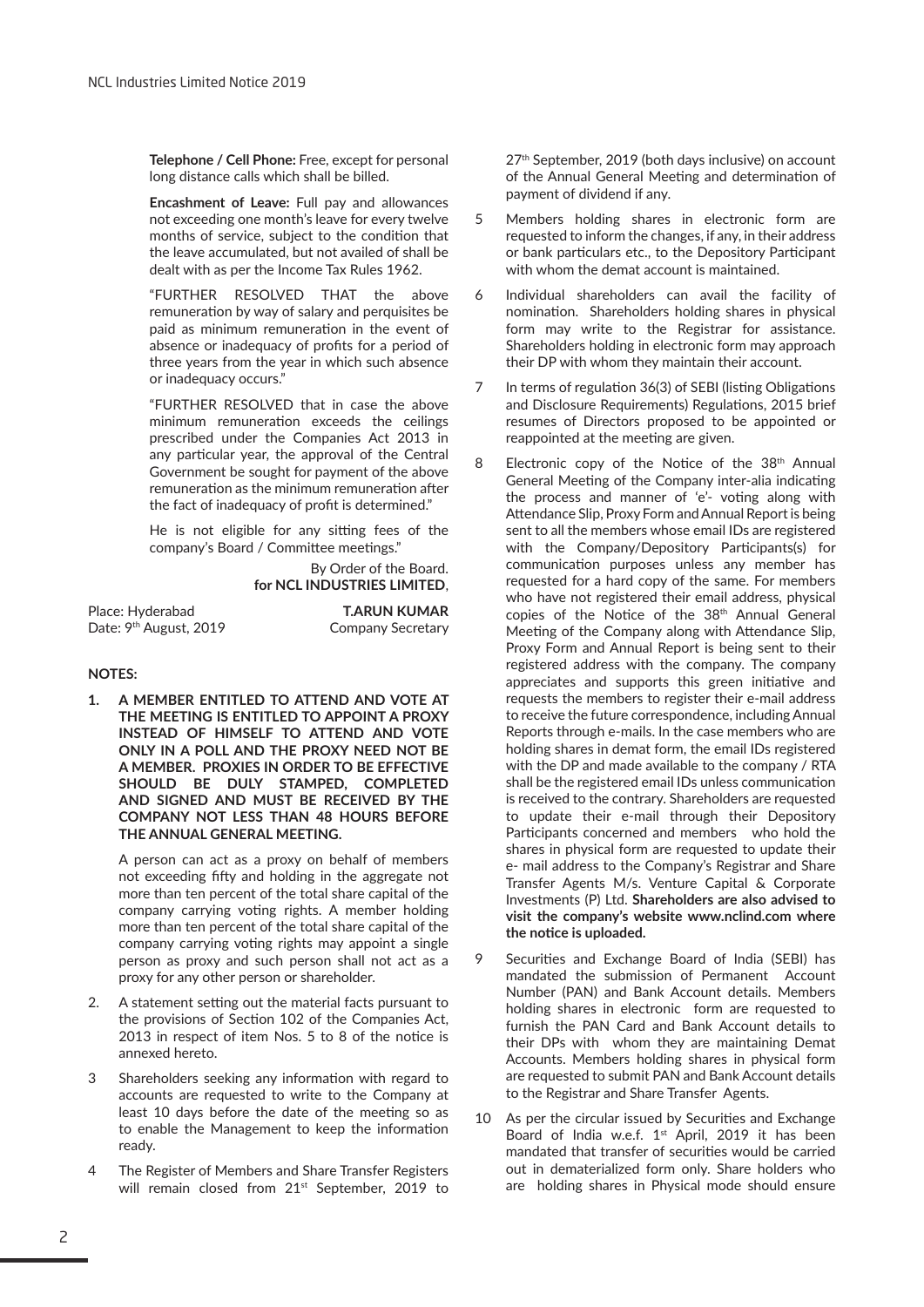**Telephone / Cell Phone:** Free, except for personal long distance calls which shall be billed.

**Encashment of Leave:** Full pay and allowances not exceeding one month's leave for every twelve months of service, subject to the condition that the leave accumulated, but not availed of shall be dealt with as per the Income Tax Rules 1962.

"FURTHER RESOLVED THAT the above remuneration by way of salary and perquisites be paid as minimum remuneration in the event of absence or inadequacy of profits for a period of three years from the year in which such absence or inadequacy occurs."

"FURTHER RESOLVED that in case the above minimum remuneration exceeds the ceilings prescribed under the Companies Act 2013 in any particular year, the approval of the Central Government be sought for payment of the above remuneration as the minimum remuneration after the fact of inadequacy of profit is determined."

He is not eligible for any sitting fees of the company's Board / Committee meetings."

By Order of the Board.
**for NCL INDUSTRIES LIMITED**,

Place: Hyderabad
Date: 9th August, 2019

**T.ARUN KUMAR**
Company Secretary

**NOTES:**

1. **A MEMBER ENTITLED TO ATTEND AND VOTE AT THE MEETING IS ENTITLED TO APPOINT A PROXY INSTEAD OF HIMSELF TO ATTEND AND VOTE ONLY IN A POLL AND THE PROXY NEED NOT BE A MEMBER. PROXIES IN ORDER TO BE EFFECTIVE SHOULD BE DULY STAMPED, COMPLETED AND SIGNED AND MUST BE RECEIVED BY THE COMPANY NOT LESS THAN 48 HOURS BEFORE THE ANNUAL GENERAL MEETING.**

   A person can act as a proxy on behalf of members not exceeding fifty and holding in the aggregate not more than ten percent of the total share capital of the company carrying voting rights. A member holding more than ten percent of the total share capital of the company carrying voting rights may appoint a single person as proxy and such person shall not act as a proxy for any other person or shareholder.

2. A statement setting out the material facts pursuant to the provisions of Section 102 of the Companies Act, 2013 in respect of item Nos. 5 to 8 of the notice is annexed hereto.

3. Shareholders seeking any information with regard to accounts are requested to write to the Company at least 10 days before the date of the meeting so as to enable the Management to keep the information ready.

4. The Register of Members and Share Transfer Registers will remain closed from 21st September, 2019 to 27th September, 2019 (both days inclusive) on account of the Annual General Meeting and determination of payment of dividend if any.

5. Members holding shares in electronic form are requested to inform the changes, if any, in their address or bank particulars etc., to the Depository Participant with whom the demat account is maintained.

6. Individual shareholders can avail the facility of nomination. Shareholders holding shares in physical form may write to the Registrar for assistance. Shareholders holding in electronic form may approach their DP with whom they maintain their account.

7. In terms of regulation 36(3) of SEBI (listing Obligations and Disclosure Requirements) Regulations, 2015 brief resumes of Directors proposed to be appointed or reappointed at the meeting are given.

8. Electronic copy of the Notice of the 38th Annual General Meeting of the Company inter-alia indicating the process and manner of 'e'- voting along with Attendance Slip, Proxy Form and Annual Report is being sent to all the members whose email IDs are registered with the Company/Depository Participants(s) for communication purposes unless any member has requested for a hard copy of the same. For members who have not registered their email address, physical copies of the Notice of the 38th Annual General Meeting of the Company along with Attendance Slip, Proxy Form and Annual Report is being sent to their registered address with the company. The company appreciates and supports this green initiative and requests the members to register their e-mail address to receive the future correspondence, including Annual Reports through e-mails. In the case members who are holding shares in demat form, the email IDs registered with the DP and made available to the company / RTA shall be the registered email IDs unless communication is received to the contrary. Shareholders are requested to update their e-mail through their Depository Participants concerned and members who hold the shares in physical form are requested to update their e- mail address to the Company's Registrar and Share Transfer Agents M/s. Venture Capital & Corporate Investments (P) Ltd. **Shareholders are also advised to visit the company's website www.nclind.com where the notice is uploaded.**

9. Securities and Exchange Board of India (SEBI) has mandated the submission of Permanent Account Number (PAN) and Bank Account details. Members holding shares in electronic form are requested to furnish the PAN Card and Bank Account details to their DPs with whom they are maintaining Demat Accounts. Members holding shares in physical form are requested to submit PAN and Bank Account details to the Registrar and Share Transfer Agents.

10. As per the circular issued by Securities and Exchange Board of India w.e.f. 1st April, 2019 it has been mandated that transfer of securities would be carried out in dematerialized form only. Share holders who are holding shares in Physical mode should ensure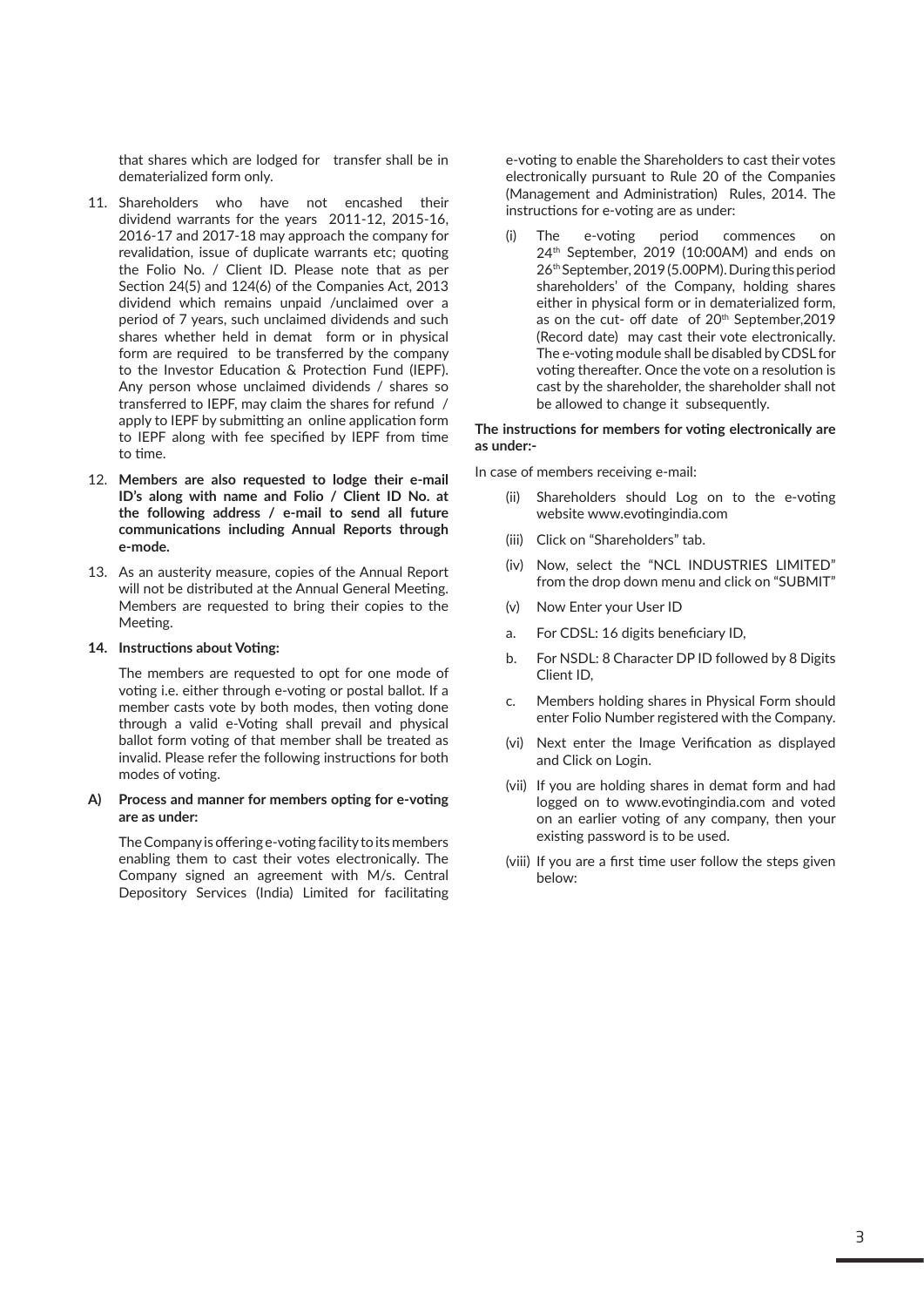that shares which are lodged for transfer shall be in dematerialized form only.

11. Shareholders who have not encashed their dividend warrants for the years 2011-12, 2015-16, 2016-17 and 2017-18 may approach the company for revalidation, issue of duplicate warrants etc; quoting the Folio No. / Client ID. Please note that as per Section 24(5) and 124(6) of the Companies Act, 2013 dividend which remains unpaid /unclaimed over a period of 7 years, such unclaimed dividends and such shares whether held in demat form or in physical form are required to be transferred by the company to the Investor Education & Protection Fund (IEPF). Any person whose unclaimed dividends / shares so transferred to IEPF, may claim the shares for refund / apply to IEPF by submitting an online application form to IEPF along with fee specified by IEPF from time to time.

12. **Members are also requested to lodge their e-mail ID's along with name and Folio / Client ID No. at the following address / e-mail to send all future communications including Annual Reports through e-mode.**

13. As an austerity measure, copies of the Annual Report will not be distributed at the Annual General Meeting. Members are requested to bring their copies to the Meeting.

14. **Instructions about Voting:**

    The members are requested to opt for one mode of voting i.e. either through e-voting or postal ballot. If a member casts vote by both modes, then voting done through a valid e-Voting shall prevail and physical ballot form voting of that member shall be treated as invalid. Please refer the following instructions for both modes of voting.

**A) Process and manner for members opting for e-voting are as under:**

The Company is offering e-voting facility to its members enabling them to cast their votes electronically. The Company signed an agreement with M/s. Central Depository Services (India) Limited for facilitating e-voting to enable the Shareholders to cast their votes electronically pursuant to Rule 20 of the Companies (Management and Administration) Rules, 2014. The instructions for e-voting are as under:

(i) The e-voting period commences on 24th September, 2019 (10:00AM) and ends on 26th September, 2019 (5.00PM). During this period shareholders' of the Company, holding shares either in physical form or in dematerialized form, as on the cut- off date of 20th September,2019 (Record date) may cast their vote electronically. The e-voting module shall be disabled by CDSL for voting thereafter. Once the vote on a resolution is cast by the shareholder, the shareholder shall not be allowed to change it subsequently.

**The instructions for members for voting electronically are as under:-**

In case of members receiving e-mail:

(ii) Shareholders should Log on to the e-voting website www.evotingindia.com

(iii) Click on "Shareholders" tab.

(iv) Now, select the "NCL INDUSTRIES LIMITED" from the drop down menu and click on "SUBMIT"

(v) Now Enter your User ID

a. For CDSL: 16 digits beneficiary ID,

b. For NSDL: 8 Character DP ID followed by 8 Digits Client ID,

c. Members holding shares in Physical Form should enter Folio Number registered with the Company.

(vi) Next enter the Image Verification as displayed and Click on Login.

(vii) If you are holding shares in demat form and had logged on to www.evotingindia.com and voted on an earlier voting of any company, then your existing password is to be used.

(viii) If you are a first time user follow the steps given below: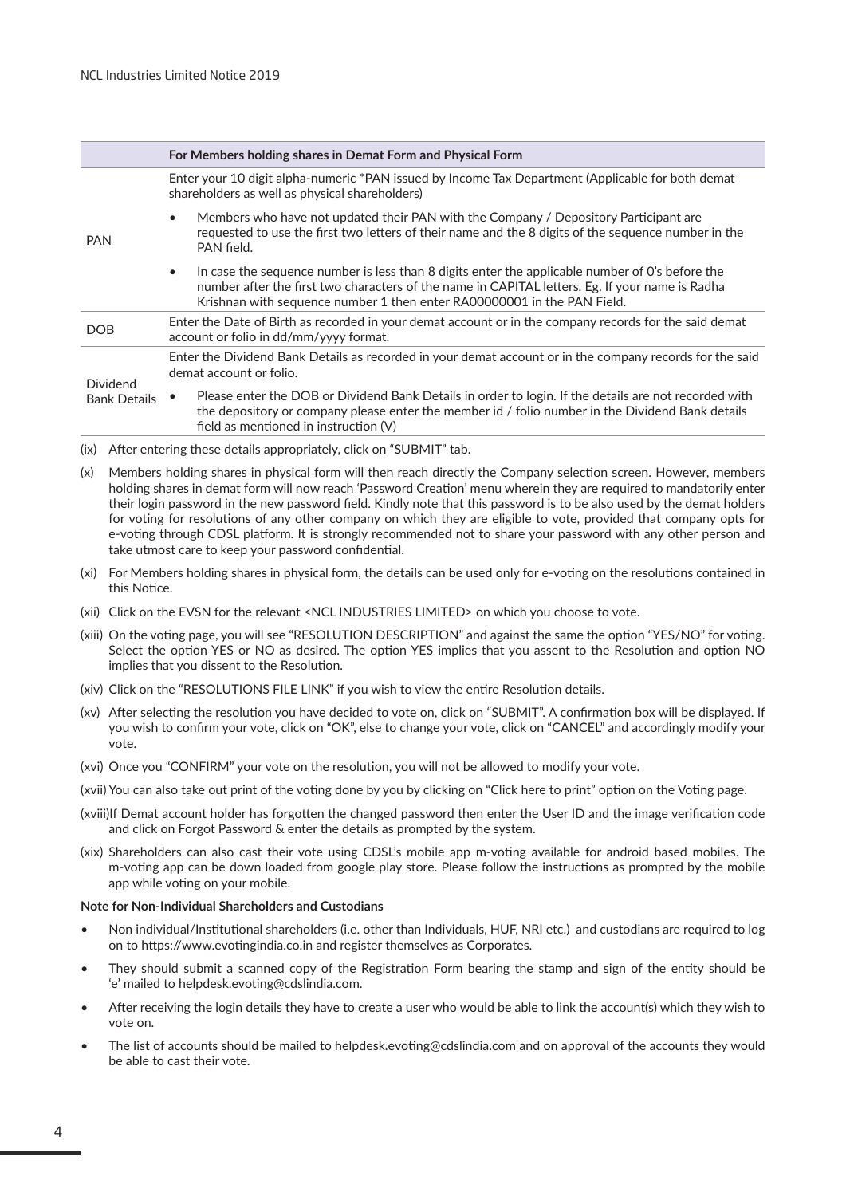| | For Members holding shares in Demat Form and Physical Form |
|---|---|
| PAN | Enter your 10 digit alpha-numeric *PAN issued by Income Tax Department (Applicable for both demat shareholders as well as physical shareholders)<br>• Members who have not updated their PAN with the Company / Depository Participant are requested to use the first two letters of their name and the 8 digits of the sequence number in the PAN field.<br>• In case the sequence number is less than 8 digits enter the applicable number of 0's before the number after the first two characters of the name in CAPITAL letters. Eg. If your name is Radha Krishnan with sequence number 1 then enter RA00000001 in the PAN Field. |
| DOB | Enter the Date of Birth as recorded in your demat account or in the company records for the said demat account or folio in dd/mm/yyyy format. |
| Dividend Bank Details | Enter the Dividend Bank Details as recorded in your demat account or in the company records for the said demat account or folio.<br>• Please enter the DOB or Dividend Bank Details in order to login. If the details are not recorded with the depository or company please enter the member id / folio number in the Dividend Bank details field as mentioned in instruction (V) |

(ix) After entering these details appropriately, click on "SUBMIT" tab.

(x) Members holding shares in physical form will then reach directly the Company selection screen. However, members holding shares in demat form will now reach 'Password Creation' menu wherein they are required to mandatorily enter their login password in the new password field. Kindly note that this password is to be also used by the demat holders for voting for resolutions of any other company on which they are eligible to vote, provided that company opts for e-voting through CDSL platform. It is strongly recommended not to share your password with any other person and take utmost care to keep your password confidential.

(xi) For Members holding shares in physical form, the details can be used only for e-voting on the resolutions contained in this Notice.

(xii) Click on the EVSN for the relevant <NCL INDUSTRIES LIMITED> on which you choose to vote.

(xiii) On the voting page, you will see "RESOLUTION DESCRIPTION" and against the same the option "YES/NO" for voting. Select the option YES or NO as desired. The option YES implies that you assent to the Resolution and option NO implies that you dissent to the Resolution.

(xiv) Click on the "RESOLUTIONS FILE LINK" if you wish to view the entire Resolution details.

(xv) After selecting the resolution you have decided to vote on, click on "SUBMIT". A confirmation box will be displayed. If you wish to confirm your vote, click on "OK", else to change your vote, click on "CANCEL" and accordingly modify your vote.

(xvi) Once you "CONFIRM" your vote on the resolution, you will not be allowed to modify your vote.

(xvii) You can also take out print of the voting done by you by clicking on "Click here to print" option on the Voting page.

(xviii) If Demat account holder has forgotten the changed password then enter the User ID and the image verification code and click on Forgot Password & enter the details as prompted by the system.

(xix) Shareholders can also cast their vote using CDSL's mobile app m-voting available for android based mobiles. The m-voting app can be down loaded from google play store. Please follow the instructions as prompted by the mobile app while voting on your mobile.

**Note for Non-Individual Shareholders and Custodians**

- Non individual/Institutional shareholders (i.e. other than Individuals, HUF, NRI etc.) and custodians are required to log on to https://www.evotingindia.co.in and register themselves as Corporates.
- They should submit a scanned copy of the Registration Form bearing the stamp and sign of the entity should be 'e' mailed to helpdesk.evoting@cdslindia.com.
- After receiving the login details they have to create a user who would be able to link the account(s) which they wish to vote on.
- The list of accounts should be mailed to helpdesk.evoting@cdslindia.com and on approval of the accounts they would be able to cast their vote.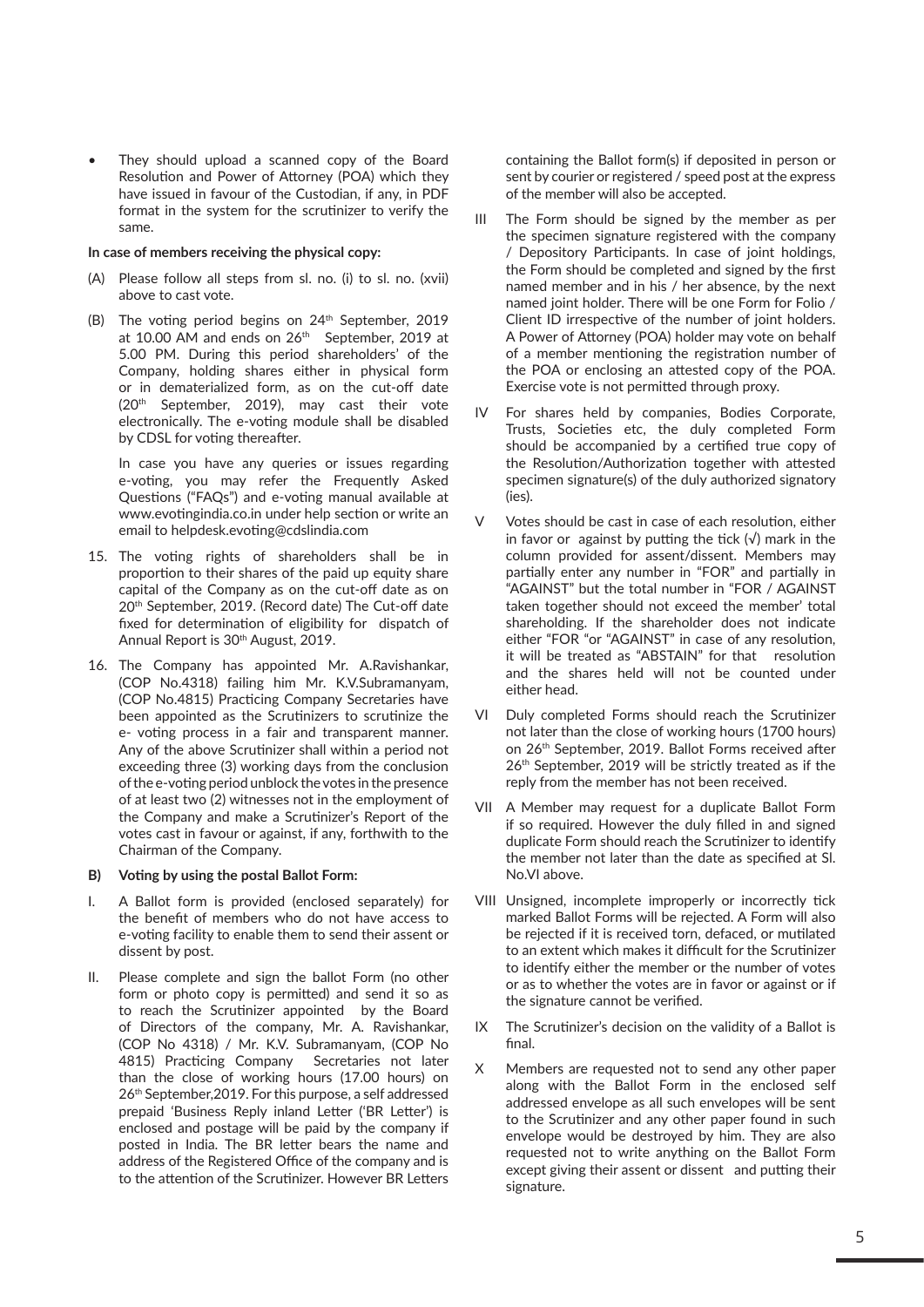- They should upload a scanned copy of the Board Resolution and Power of Attorney (POA) which they have issued in favour of the Custodian, if any, in PDF format in the system for the scrutinizer to verify the same.

**In case of members receiving the physical copy:**

(A) Please follow all steps from sl. no. (i) to sl. no. (xvii) above to cast vote.

(B) The voting period begins on 24th September, 2019 at 10.00 AM and ends on 26th September, 2019 at 5.00 PM. During this period shareholders' of the Company, holding shares either in physical form or in dematerialized form, as on the cut-off date (20th September, 2019), may cast their vote electronically. The e-voting module shall be disabled by CDSL for voting thereafter.

In case you have any queries or issues regarding e-voting, you may refer the Frequently Asked Questions ("FAQs") and e-voting manual available at www.evotingindia.co.in under help section or write an email to helpdesk.evoting@cdslindia.com

15. The voting rights of shareholders shall be in proportion to their shares of the paid up equity share capital of the Company as on the cut-off date as on 20th September, 2019. (Record date) The Cut-off date fixed for determination of eligibility for dispatch of Annual Report is 30th August, 2019.

16. The Company has appointed Mr. A.Ravishankar, (COP No.4318) failing him Mr. K.V.Subramanyam, (COP No.4815) Practicing Company Secretaries have been appointed as the Scrutinizers to scrutinize the e- voting process in a fair and transparent manner. Any of the above Scrutinizer shall within a period not exceeding three (3) working days from the conclusion of the e-voting period unblock the votes in the presence of at least two (2) witnesses not in the employment of the Company and make a Scrutinizer's Report of the votes cast in favour or against, if any, forthwith to the Chairman of the Company.

**B) Voting by using the postal Ballot Form:**

I. A Ballot form is provided (enclosed separately) for the benefit of members who do not have access to e-voting facility to enable them to send their assent or dissent by post.

II. Please complete and sign the ballot Form (no other form or photo copy is permitted) and send it so as to reach the Scrutinizer appointed by the Board of Directors of the company, Mr. A. Ravishankar, (COP No 4318) / Mr. K.V. Subramanyam, (COP No 4815) Practicing Company Secretaries not later than the close of working hours (17.00 hours) on 26th September,2019. For this purpose, a self addressed prepaid 'Business Reply inland Letter ('BR Letter') is enclosed and postage will be paid by the company if posted in India. The BR letter bears the name and address of the Registered Office of the company and is to the attention of the Scrutinizer. However BR Letters containing the Ballot form(s) if deposited in person or sent by courier or registered / speed post at the express of the member will also be accepted.

III The Form should be signed by the member as per the specimen signature registered with the company / Depository Participants. In case of joint holdings, the Form should be completed and signed by the first named member and in his / her absence, by the next named joint holder. There will be one Form for Folio / Client ID irrespective of the number of joint holders. A Power of Attorney (POA) holder may vote on behalf of a member mentioning the registration number of the POA or enclosing an attested copy of the POA. Exercise vote is not permitted through proxy.

IV For shares held by companies, Bodies Corporate, Trusts, Societies etc, the duly completed Form should be accompanied by a certified true copy of the Resolution/Authorization together with attested specimen signature(s) of the duly authorized signatory (ies).

V Votes should be cast in case of each resolution, either in favor or against by putting the tick (√) mark in the column provided for assent/dissent. Members may partially enter any number in "FOR" and partially in "AGAINST" but the total number in "FOR / AGAINST taken together should not exceed the member' total shareholding. If the shareholder does not indicate either "FOR "or "AGAINST" in case of any resolution, it will be treated as "ABSTAIN" for that resolution and the shares held will not be counted under either head.

VI Duly completed Forms should reach the Scrutinizer not later than the close of working hours (1700 hours) on 26th September, 2019. Ballot Forms received after 26th September, 2019 will be strictly treated as if the reply from the member has not been received.

VII A Member may request for a duplicate Ballot Form if so required. However the duly filled in and signed duplicate Form should reach the Scrutinizer to identify the member not later than the date as specified at Sl. No.VI above.

VIII Unsigned, incomplete improperly or incorrectly tick marked Ballot Forms will be rejected. A Form will also be rejected if it is received torn, defaced, or mutilated to an extent which makes it difficult for the Scrutinizer to identify either the member or the number of votes or as to whether the votes are in favor or against or if the signature cannot be verified.

IX The Scrutinizer's decision on the validity of a Ballot is final.

X Members are requested not to send any other paper along with the Ballot Form in the enclosed self addressed envelope as all such envelopes will be sent to the Scrutinizer and any other paper found in such envelope would be destroyed by him. They are also requested not to write anything on the Ballot Form except giving their assent or dissent and putting their signature.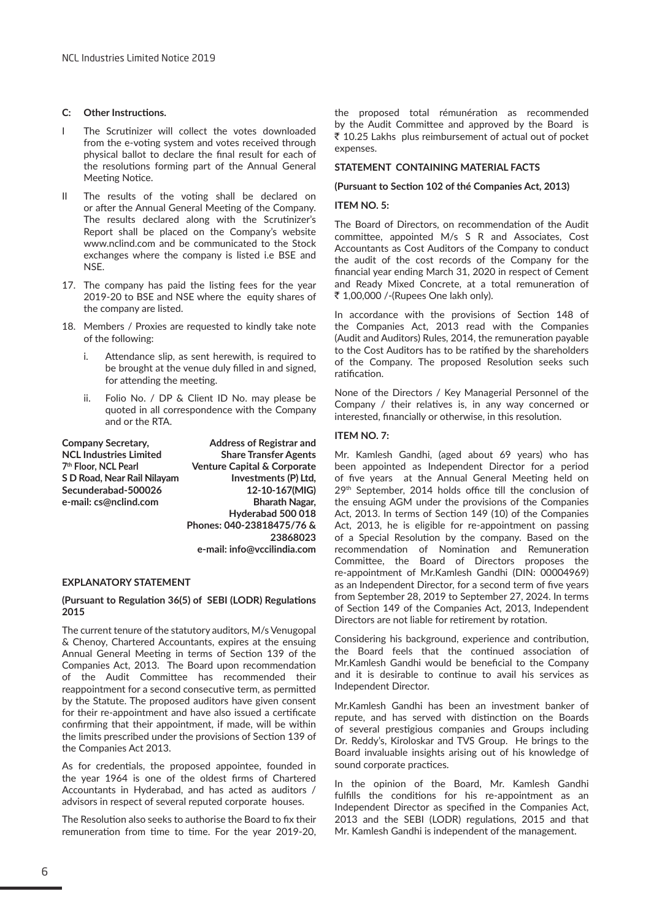**C: Other Instructions.**

I The Scrutinizer will collect the votes downloaded from the e-voting system and votes received through physical ballot to declare the final result for each of the resolutions forming part of the Annual General Meeting Notice.

II The results of the voting shall be declared on or after the Annual General Meeting of the Company. The results declared along with the Scrutinizer's Report shall be placed on the Company's website www.nclind.com and be communicated to the Stock exchanges where the company is listed i.e BSE and NSE.

17. The company has paid the listing fees for the year 2019-20 to BSE and NSE where the equity shares of the company are listed.

18. Members / Proxies are requested to kindly take note of the following:

    i. Attendance slip, as sent herewith, is required to be brought at the venue duly filled in and signed, for attending the meeting.

    ii. Folio No. / DP & Client ID No. may please be quoted in all correspondence with the Company and or the RTA.

| **Company Secretary,** | **Address of Registrar and** |
|---|---|
| **NCL Industries Limited** | **Share Transfer Agents** |
| **7th Floor, NCL Pearl** | **Venture Capital & Corporate** |
| **S D Road, Near Rail Nilayam** | **Investments (P) Ltd,** |
| **Secunderabad-500026** | **12-10-167(MIG)** |
| **e-mail: cs@nclind.com** | **Bharath Nagar,** |
| | **Hyderabad 500 018** |
| | **Phones: 040-23818475/76 & 23868023** |
| | **e-mail: info@vccilindia.com** |

**EXPLANATORY STATEMENT**

**(Pursuant to Regulation 36(5) of SEBI (LODR) Regulations 2015**

The current tenure of the statutory auditors, M/s Venugopal & Chenoy, Chartered Accountants, expires at the ensuing Annual General Meeting in terms of Section 139 of the Companies Act, 2013. The Board upon recommendation of the Audit Committee has recommended their reappointment for a second consecutive term, as permitted by the Statute. The proposed auditors have given consent for their re-appointment and have also issued a certificate confirming that their appointment, if made, will be within the limits prescribed under the provisions of Section 139 of the Companies Act 2013.

As for credentials, the proposed appointee, founded in the year 1964 is one of the oldest firms of Chartered Accountants in Hyderabad, and has acted as auditors / advisors in respect of several reputed corporate houses.

The Resolution also seeks to authorise the Board to fix their remuneration from time to time. For the year 2019-20, the proposed total rémunération as recommended by the Audit Committee and approved by the Board is ₹ 10.25 Lakhs plus reimbursement of actual out of pocket expenses.

**STATEMENT CONTAINING MATERIAL FACTS**

**(Pursuant to Section 102 of thé Companies Act, 2013)**

**ITEM NO. 5:**

The Board of Directors, on recommendation of the Audit committee, appointed M/s S R and Associates, Cost Accountants as Cost Auditors of the Company to conduct the audit of the cost records of the Company for the financial year ending March 31, 2020 in respect of Cement and Ready Mixed Concrete, at a total remuneration of ₹ 1,00,000 /-(Rupees One lakh only).

In accordance with the provisions of Section 148 of the Companies Act, 2013 read with the Companies (Audit and Auditors) Rules, 2014, the remuneration payable to the Cost Auditors has to be ratified by the shareholders of the Company. The proposed Resolution seeks such ratification.

None of the Directors / Key Managerial Personnel of the Company / their relatives is, in any way concerned or interested, financially or otherwise, in this resolution.

**ITEM NO. 7:**

Mr. Kamlesh Gandhi, (aged about 69 years) who has been appointed as Independent Director for a period of five years at the Annual General Meeting held on 29th September, 2014 holds office till the conclusion of the ensuing AGM under the provisions of the Companies Act, 2013. In terms of Section 149 (10) of the Companies Act, 2013, he is eligible for re-appointment on passing of a Special Resolution by the company. Based on the recommendation of Nomination and Remuneration Committee, the Board of Directors proposes the re-appointment of Mr.Kamlesh Gandhi (DIN: 00004969) as an Independent Director, for a second term of five years from September 28, 2019 to September 27, 2024. In terms of Section 149 of the Companies Act, 2013, Independent Directors are not liable for retirement by rotation.

Considering his background, experience and contribution, the Board feels that the continued association of Mr.Kamlesh Gandhi would be beneficial to the Company and it is desirable to continue to avail his services as Independent Director.

Mr.Kamlesh Gandhi has been an investment banker of repute, and has served with distinction on the Boards of several prestigious companies and Groups including Dr. Reddy's, Kiroloskar and TVS Group. He brings to the Board invaluable insights arising out of his knowledge of sound corporate practices.

In the opinion of the Board, Mr. Kamlesh Gandhi fulfills the conditions for his re-appointment as an Independent Director as specified in the Companies Act, 2013 and the SEBI (LODR) regulations, 2015 and that Mr. Kamlesh Gandhi is independent of the management.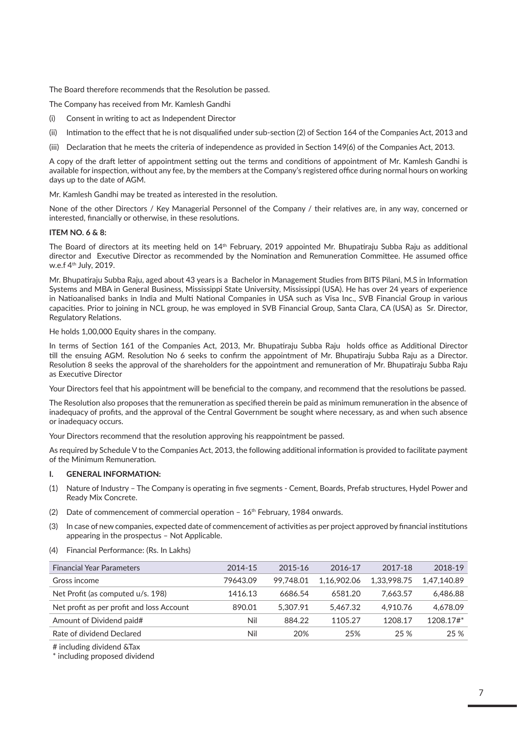The Board therefore recommends that the Resolution be passed.

The Company has received from Mr. Kamlesh Gandhi

(i) Consent in writing to act as Independent Director

(ii) Intimation to the effect that he is not disqualified under sub-section (2) of Section 164 of the Companies Act, 2013 and

(iii) Declaration that he meets the criteria of independence as provided in Section 149(6) of the Companies Act, 2013.

A copy of the draft letter of appointment setting out the terms and conditions of appointment of Mr. Kamlesh Gandhi is available for inspection, without any fee, by the members at the Company's registered office during normal hours on working days up to the date of AGM.

Mr. Kamlesh Gandhi may be treated as interested in the resolution.

None of the other Directors / Key Managerial Personnel of the Company / their relatives are, in any way, concerned or interested, financially or otherwise, in these resolutions.

**ITEM NO. 6 & 8:**

The Board of directors at its meeting held on 14th February, 2019 appointed Mr. Bhupatiraju Subba Raju as additional director and Executive Director as recommended by the Nomination and Remuneration Committee. He assumed office w.e.f 4th July, 2019.

Mr. Bhupatiraju Subba Raju, aged about 43 years is a Bachelor in Management Studies from BITS Pilani, M.S in Information Systems and MBA in General Business, Mississippi State University, Mississippi (USA). He has over 24 years of experience in Natioanalised banks in India and Multi National Companies in USA such as Visa Inc., SVB Financial Group in various capacities. Prior to joining in NCL group, he was employed in SVB Financial Group, Santa Clara, CA (USA) as Sr. Director, Regulatory Relations.

He holds 1,00,000 Equity shares in the company.

In terms of Section 161 of the Companies Act, 2013, Mr. Bhupatiraju Subba Raju holds office as Additional Director till the ensuing AGM. Resolution No 6 seeks to confirm the appointment of Mr. Bhupatiraju Subba Raju as a Director. Resolution 8 seeks the approval of the shareholders for the appointment and remuneration of Mr. Bhupatiraju Subba Raju as Executive Director

Your Directors feel that his appointment will be beneficial to the company, and recommend that the resolutions be passed.

The Resolution also proposes that the remuneration as specified therein be paid as minimum remuneration in the absence of inadequacy of profits, and the approval of the Central Government be sought where necessary, as and when such absence or inadequacy occurs.

Your Directors recommend that the resolution approving his reappointment be passed.

As required by Schedule V to the Companies Act, 2013, the following additional information is provided to facilitate payment of the Minimum Remuneration.

**I. GENERAL INFORMATION:**

(1) Nature of Industry – The Company is operating in five segments - Cement, Boards, Prefab structures, Hydel Power and Ready Mix Concrete.

(2) Date of commencement of commercial operation – 16th February, 1984 onwards.

(3) In case of new companies, expected date of commencement of activities as per project approved by financial institutions appearing in the prospectus – Not Applicable.

(4) Financial Performance: (Rs. In Lakhs)

| Financial Year Parameters | 2014-15 | 2015-16 | 2016-17 | 2017-18 | 2018-19 |
|---|---|---|---|---|---|
| Gross income | 79643.09 | 99,748.01 | 1,16,902.06 | 1,33,998.75 | 1,47,140.89 |
| Net Profit (as computed u/s. 198) | 1416.13 | 6686.54 | 6581.20 | 7,663.57 | 6,486.88 |
| Net profit as per profit and loss Account | 890.01 | 5,307.91 | 5,467.32 | 4,910.76 | 4,678.09 |
| Amount of Dividend paid# | Nil | 884.22 | 1105.27 | 1208.17 | 1208.17#* |
| Rate of dividend Declared | Nil | 20% | 25% | 25 % | 25 % |

# including dividend &Tax

* including proposed dividend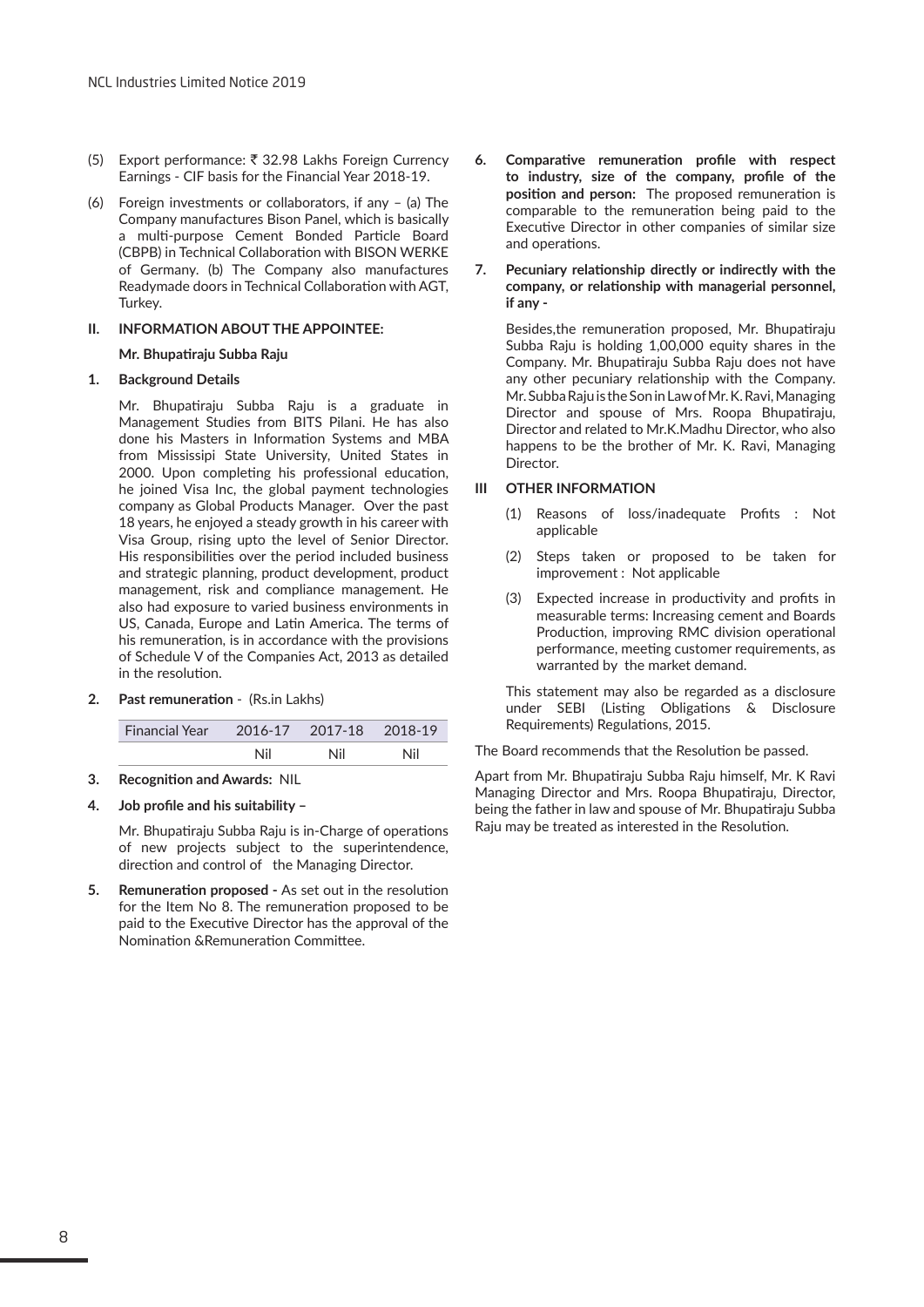(5) Export performance: ₹ 32.98 Lakhs Foreign Currency Earnings - CIF basis for the Financial Year 2018-19.

(6) Foreign investments or collaborators, if any – (a) The Company manufactures Bison Panel, which is basically a multi-purpose Cement Bonded Particle Board (CBPB) in Technical Collaboration with BISON WERKE of Germany. (b) The Company also manufactures Readymade doors in Technical Collaboration with AGT, Turkey.

**II. INFORMATION ABOUT THE APPOINTEE:**

**Mr. Bhupatiraju Subba Raju**

**1. Background Details**

Mr. Bhupatiraju Subba Raju is a graduate in Management Studies from BITS Pilani. He has also done his Masters in Information Systems and MBA from Mississipi State University, United States in 2000. Upon completing his professional education, he joined Visa Inc, the global payment technologies company as Global Products Manager. Over the past 18 years, he enjoyed a steady growth in his career with Visa Group, rising upto the level of Senior Director. His responsibilities over the period included business and strategic planning, product development, product management, risk and compliance management. He also had exposure to varied business environments in US, Canada, Europe and Latin America. The terms of his remuneration, is in accordance with the provisions of Schedule V of the Companies Act, 2013 as detailed in the resolution.

**2. Past remuneration** - (Rs.in Lakhs)

| Financial Year | 2016-17 | 2017-18 | 2018-19 |
|---|---|---|---|
| | Nil | Nil | Nil |

**3. Recognition and Awards:** NIL

**4. Job profile and his suitability –**

Mr. Bhupatiraju Subba Raju is in-Charge of operations of new projects subject to the superintendence, direction and control of the Managing Director.

**5. Remuneration proposed -** As set out in the resolution for the Item No 8. The remuneration proposed to be paid to the Executive Director has the approval of the Nomination &Remuneration Committee.

**6. Comparative remuneration profile with respect to industry, size of the company, profile of the position and person:** The proposed remuneration is comparable to the remuneration being paid to the Executive Director in other companies of similar size and operations.

**7. Pecuniary relationship directly or indirectly with the company, or relationship with managerial personnel, if any -**

Besides,the remuneration proposed, Mr. Bhupatiraju Subba Raju is holding 1,00,000 equity shares in the Company. Mr. Bhupatiraju Subba Raju does not have any other pecuniary relationship with the Company. Mr. Subba Raju is the Son in Law of Mr. K. Ravi, Managing Director and spouse of Mrs. Roopa Bhupatiraju, Director and related to Mr.K.Madhu Director, who also happens to be the brother of Mr. K. Ravi, Managing Director.

**III OTHER INFORMATION**

(1) Reasons of loss/inadequate Profits : Not applicable

(2) Steps taken or proposed to be taken for improvement : Not applicable

(3) Expected increase in productivity and profits in measurable terms: Increasing cement and Boards Production, improving RMC division operational performance, meeting customer requirements, as warranted by the market demand.

This statement may also be regarded as a disclosure under SEBI (Listing Obligations & Disclosure Requirements) Regulations, 2015.

The Board recommends that the Resolution be passed.

Apart from Mr. Bhupatiraju Subba Raju himself, Mr. K Ravi Managing Director and Mrs. Roopa Bhupatiraju, Director, being the father in law and spouse of Mr. Bhupatiraju Subba Raju may be treated as interested in the Resolution.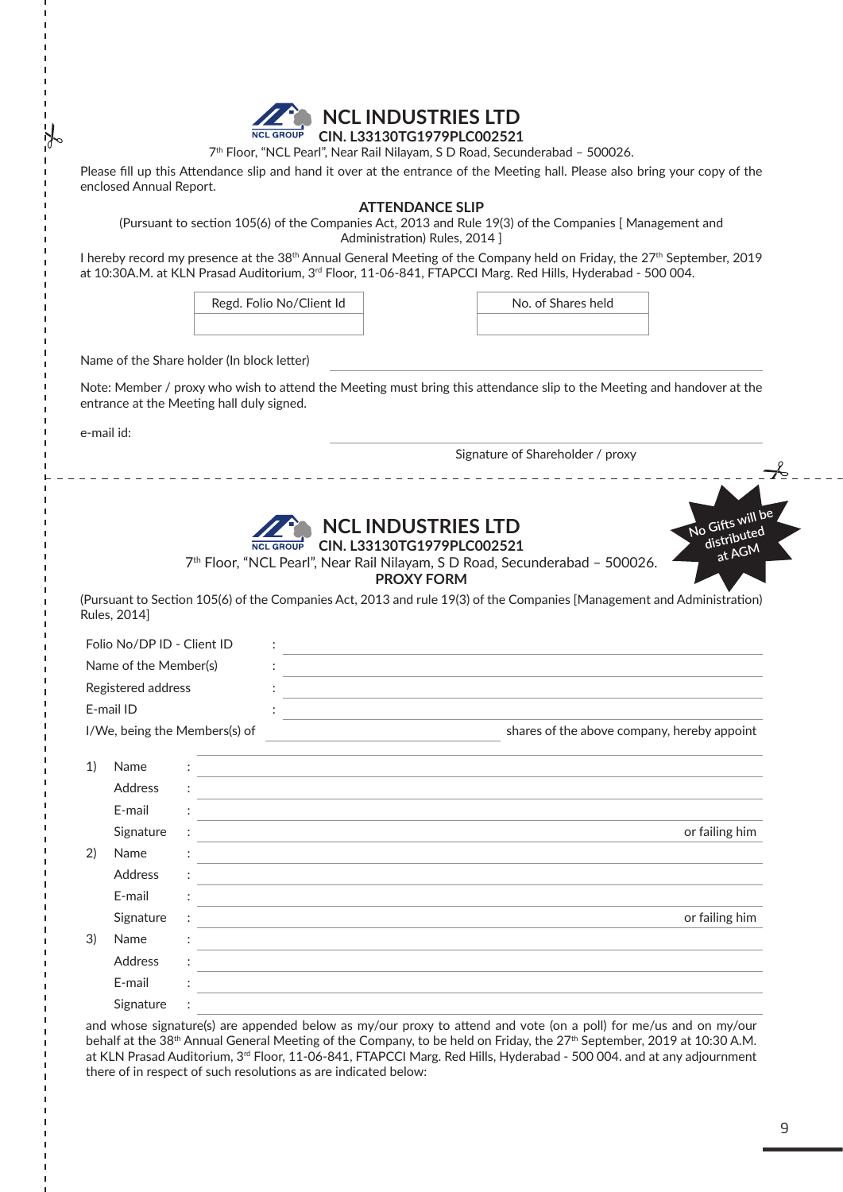# NCL INDUSTRIES LTD

**CIN. L33130TG1979PLC002521**

7th Floor, "NCL Pearl", Near Rail Nilayam, S D Road, Secunderabad – 500026.

Please fill up this Attendance slip and hand it over at the entrance of the Meeting hall. Please also bring your copy of the enclosed Annual Report.

## ATTENDANCE SLIP

(Pursuant to section 105(6) of the Companies Act, 2013 and Rule 19(3) of the Companies [ Management and Administration) Rules, 2014 ]

I hereby record my presence at the 38th Annual General Meeting of the Company held on Friday, the 27th September, 2019 at 10:30A.M. at KLN Prasad Auditorium, 3rd Floor, 11-06-841, FTAPCCI Marg. Red Hills, Hyderabad - 500 004.

| Regd. Folio No/Client Id |
|---|
| |

| No. of Shares held |
|---|
| |

Name of the Share holder (In block letter) ____________________

Note: Member / proxy who wish to attend the Meeting must bring this attendance slip to the Meeting and handover at the entrance at the Meeting hall duly signed.

e-mail id: ____________________

Signature of Shareholder / proxy

---

# NCL INDUSTRIES LTD

**CIN. L33130TG1979PLC002521**

7th Floor, "NCL Pearl", Near Rail Nilayam, S D Road, Secunderabad – 500026.

No Gifts will be distributed at AGM

## PROXY FORM

(Pursuant to Section 105(6) of the Companies Act, 2013 and rule 19(3) of the Companies [Management and Administration) Rules, 2014]

Folio No/DP ID - Client ID : ____________________

Name of the Member(s) : ____________________

Registered address : ____________________

E-mail ID : ____________________

I/We, being the Members(s) of ____________________ shares of the above company, hereby appoint

1) Name : ____________________
   Address : ____________________
   E-mail : ____________________
   Signature : ____________________ or failing him

2) Name : ____________________
   Address : ____________________
   E-mail : ____________________
   Signature : ____________________ or failing him

3) Name : ____________________
   Address : ____________________
   E-mail : ____________________
   Signature : ____________________

and whose signature(s) are appended below as my/our proxy to attend and vote (on a poll) for me/us and on my/our behalf at the 38th Annual General Meeting of the Company, to be held on Friday, the 27th September, 2019 at 10:30 A.M. at KLN Prasad Auditorium, 3rd Floor, 11-06-841, FTAPCCI Marg. Red Hills, Hyderabad - 500 004. and at any adjournment there of in respect of such resolutions as are indicated below: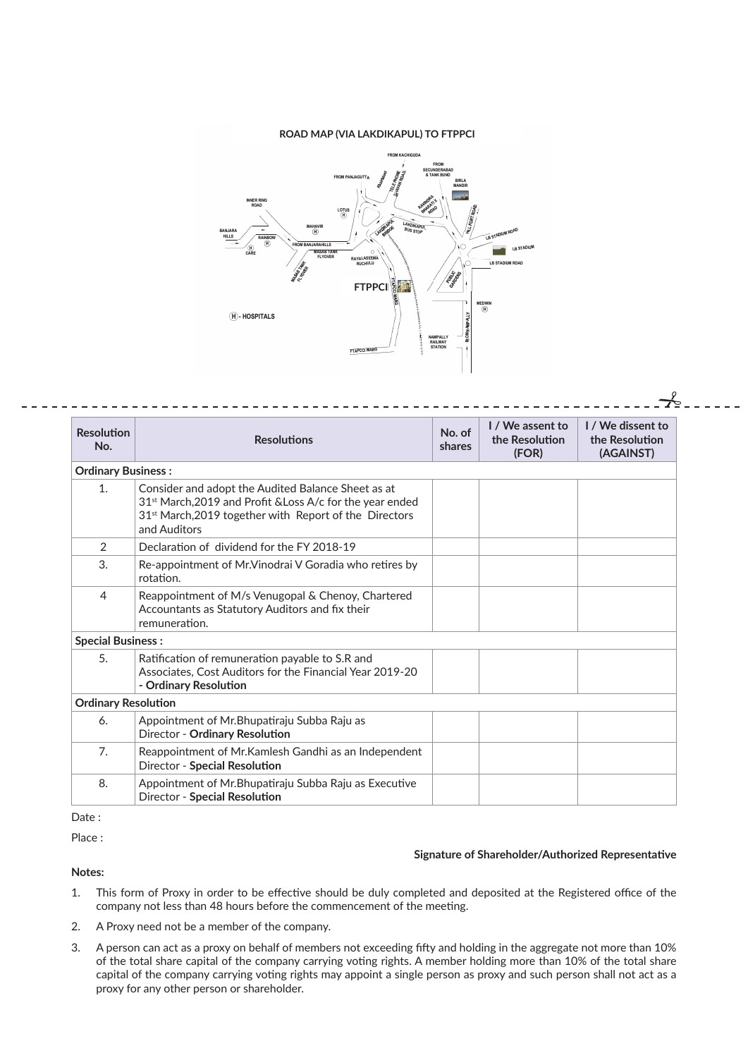**ROAD MAP (VIA LAKDIKAPUL) TO FTPPCI**

FROM KACHIGUDA

FROM SECUNDERABAD & TANK BUND

FROM PANJAGUTTA

BIRLA MANDIR

INNER RING ROAD

LOTUS

MAHAVIR

BANJARA HILLS

RAINBOW

FROM BANJARAHILLS

CARE

MASAB TANK FLYOVER

LAKDIKAPUL BRIDGE

LAKDIKAPUL BUS STOP

RAVINDRA BHARATHI ROAD

HILL FORT ROAD

LB STADIUM ROAD

LB STADIUM

LB STADIUM ROAD

RAYALASEEMA RUCHULU

PUBLIC GARDENS

FTPPCI

FTAPCCI MARG

MEDWIN

NAMPALLY RAILWAY STATION

H - HOSPITALS

| Resolution No. | Resolutions | No. of shares | I / We assent to the Resolution (FOR) | I / We dissent to the Resolution (AGAINST) |
|---|---|---|---|---|
| **Ordinary Business :** | | | | |
| 1. | Consider and adopt the Audited Balance Sheet as at 31st March,2019 and Profit &Loss A/c for the year ended 31st March,2019 together with Report of the Directors and Auditors | | | |
| 2 | Declaration of dividend for the FY 2018-19 | | | |
| 3. | Re-appointment of Mr.Vinodrai V Goradia who retires by rotation. | | | |
| 4 | Reappointment of M/s Venugopal & Chenoy, Chartered Accountants as Statutory Auditors and fix their remuneration. | | | |
| **Special Business :** | | | | |
| 5. | Ratification of remuneration payable to S.R and Associates, Cost Auditors for the Financial Year 2019-20 **- Ordinary Resolution** | | | |
| **Ordinary Resolution** | | | | |
| 6. | Appointment of Mr.Bhupatiraju Subba Raju as Director - **Ordinary Resolution** | | | |
| 7. | Reappointment of Mr.Kamlesh Gandhi as an Independent Director - **Special Resolution** | | | |
| 8. | Appointment of Mr.Bhupatiraju Subba Raju as Executive Director - **Special Resolution** | | | |

Date :

Place :

**Signature of Shareholder/Authorized Representative**

**Notes:**

1. This form of Proxy in order to be effective should be duly completed and deposited at the Registered office of the company not less than 48 hours before the commencement of the meeting.
2. A Proxy need not be a member of the company.
3. A person can act as a proxy on behalf of members not exceeding fifty and holding in the aggregate not more than 10% of the total share capital of the company carrying voting rights. A member holding more than 10% of the total share capital of the company carrying voting rights may appoint a single person as proxy and such person shall not act as a proxy for any other person or shareholder.